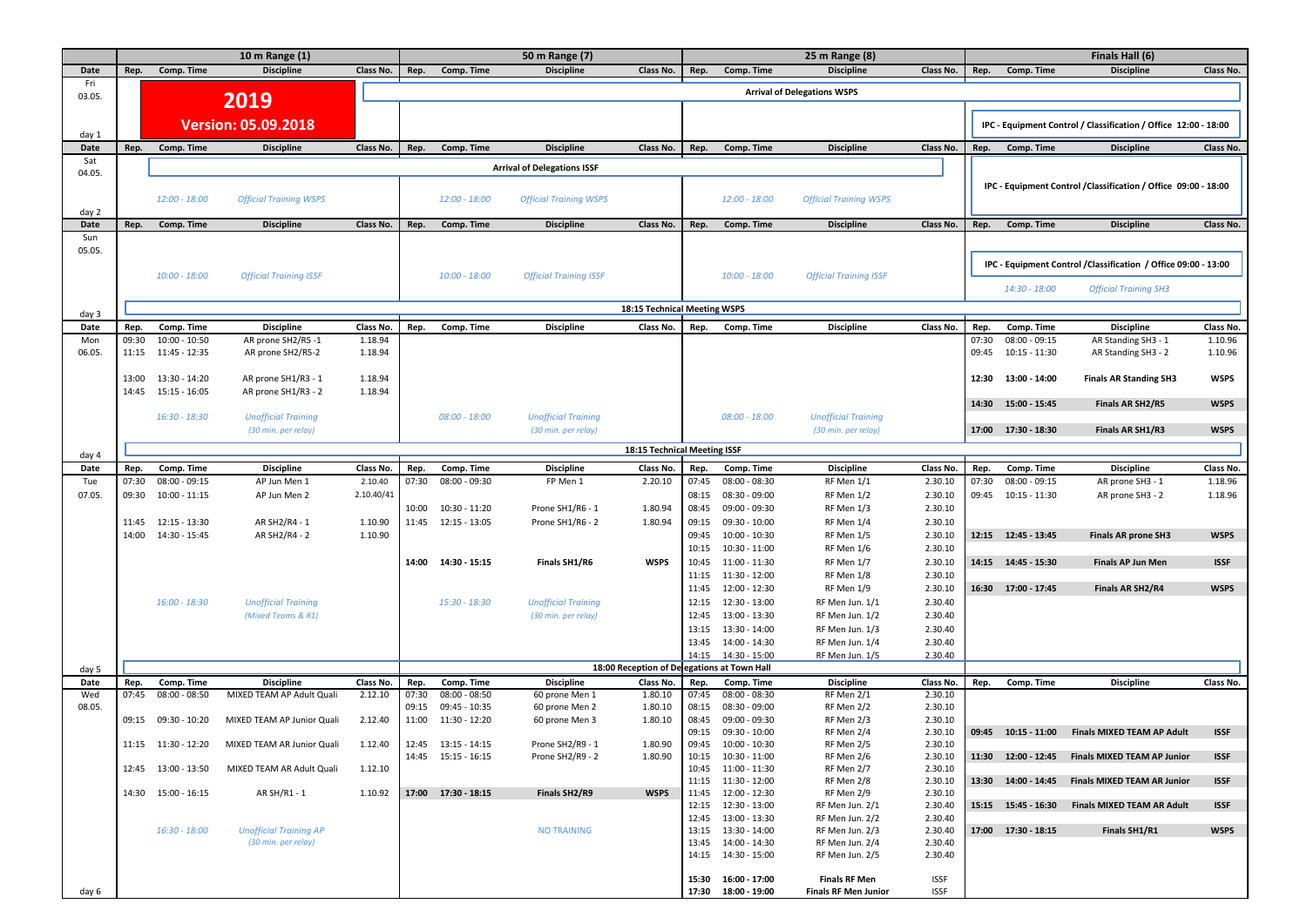| Date | 10 m Range (1) | | | | 50 m Range (7) | | | | 25 m Range (8) | | | | Finals Hall (6) | | | |
|---|---|---|---|---|---|---|---|---|---|---|---|---|---|---|---|---|
| Date | Rep. | Comp. Time | Discipline | Class No. | Rep. | Comp. Time | Discipline | Class No. | Rep. | Comp. Time | Discipline | Class No. | Rep. | Comp. Time | Discipline | Class No. |
| Fri 03.05. day 1 | | **2019 Version: 05.09.2018** | | | | | | | | | Arrival of Delegations WSPS | | | | IPC - Equipment Control / Classification / Office 12:00 - 18:00 | |
| Date | Rep. | Comp. Time | Discipline | Class No. | Rep. | Comp. Time | Discipline | Class No. | Rep. | Comp. Time | Discipline | Class No. | Rep. | Comp. Time | Discipline | Class No. |
| Sat 04.05. day 2 | | | | | | | Arrival of Delegations ISSF | | | | | | | | | |
| | | *12:00 - 18:00* | *Official Training WSPS* | | | *12:00 - 18:00* | *Official Training WSPS* | | | *12:00 - 18:00* | *Official Training WSPS* | | | | IPC - Equipment Control /Classification / Office 09:00 - 18:00 | |
| Date | Rep. | Comp. Time | Discipline | Class No. | Rep. | Comp. Time | Discipline | Class No. | Rep. | Comp. Time | Discipline | Class No. | Rep. | Comp. Time | Discipline | Class No. |
| Sun 05.05. | | *10:00 - 18:00* | *Official Training ISSF* | | | *10:00 - 18:00* | *Official Training ISSF* | | | *10:00 - 18:00* | *Official Training ISSF* | | | | IPC - Equipment Control /Classification / Office 09:00 - 13:00 | |
| | | | | | | | | | | | | | | *14:30 - 18:00* | *Official Training SH3* | |
| day 3 | | | | | | | | | 18:15 Technical Meeting WSPS | | | | | | | |
| Date | Rep. | Comp. Time | Discipline | Class No. | Rep. | Comp. Time | Discipline | Class No. | Rep. | Comp. Time | Discipline | Class No. | Rep. | Comp. Time | Discipline | Class No. |
| Mon 06.05. | 09:30 | 10:00 - 10:50 | AR prone SH2/R5 -1 | 1.18.94 | | | | | | | | | 07:30 | 08:00 - 09:15 | AR Standing SH3 - 1 | 1.10.96 |
| | 11:15 | 11:45 - 12:35 | AR prone SH2/R5-2 | 1.18.94 | | | | | | | | | 09:45 | 10:15 - 11:30 | AR Standing SH3 - 2 | 1.10.96 |
| | 13:00 | 13:30 - 14:20 | AR prone SH1/R3 - 1 | 1.18.94 | | | | | | | | | **12:30** | **13:00 - 14:00** | **Finals AR Standing SH3** | **WSPS** |
| | 14:45 | 15:15 - 16:05 | AR prone SH1/R3 - 2 | 1.18.94 | | | | | | | | | **14:30** | **15:00 - 15:45** | **Finals AR SH2/R5** | **WSPS** |
| | | *16:30 - 18:30* | *Unofficial Training (30 min. per relay)* | | | *08:00 - 18:00* | *Unofficial Training (30 min. per relay)* | | | *08:00 - 18:00* | *Unofficial Training (30 min. per relay)* | | **17:00** | **17:30 - 18:30** | **Finals AR SH1/R3** | **WSPS** |
| day 4 | | | | | | | | | 18:15 Technical Meeting ISSF | | | | | | | |
| Date | Rep. | Comp. Time | Discipline | Class No. | Rep. | Comp. Time | Discipline | Class No. | Rep. | Comp. Time | Discipline | Class No. | Rep. | Comp. Time | Discipline | Class No. |
| Tue 07.05. | 07:30 | 08:00 - 09:15 | AP Jun Men 1 | 2.10.40 | 07:30 | 08:00 - 09:30 | FP Men 1 | 2.20.10 | 07:45 | 08:00 - 08:30 | RF Men 1/1 | 2.30.10 | 07:30 | 08:00 - 09:15 | AR prone SH3 - 1 | 1.18.96 |
| | 09:30 | 10:00 - 11:15 | AP Jun Men 2 | 2.10.40/41 | | | | | 08:15 | 08:30 - 09:00 | RF Men 1/2 | 2.30.10 | 09:45 | 10:15 - 11:30 | AR prone SH3 - 2 | 1.18.96 |
| | | | | | 10:00 | 10:30 - 11:20 | Prone SH1/R6 - 1 | 1.80.94 | 08:45 | 09:00 - 09:30 | RF Men 1/3 | 2.30.10 | | | | |
| | 11:45 | 12:15 - 13:30 | AR SH2/R4 - 1 | 1.10.90 | 11:45 | 12:15 - 13:05 | Prone SH1/R6 - 2 | 1.80.94 | 09:15 | 09:30 - 10:00 | RF Men 1/4 | 2.30.10 | | | | |
| | 14:00 | 14:30 - 15:45 | AR SH2/R4 - 2 | 1.10.90 | | | | | 09:45 | 10:00 - 10:30 | RF Men 1/5 | 2.30.10 | **12:15** | **12:45 - 13:45** | **Finals AR prone SH3** | **WSPS** |
| | | | | | | | | | 10:15 | 10:30 - 11:00 | RF Men 1/6 | 2.30.10 | | | | |
| | | | | | **14:00** | **14:30 - 15:15** | **Finals SH1/R6** | **WSPS** | 10:45 | 11:00 - 11:30 | RF Men 1/7 | 2.30.10 | **14:15** | **14:45 - 15:30** | **Finals AP Jun Men** | **ISSF** |
| | | | | | | | | | 11:15 | 11:30 - 12:00 | RF Men 1/8 | 2.30.10 | | | | |
| | | | | | | | | | 11:45 | 12:00 - 12:30 | RF Men 1/9 | 2.30.10 | **16:30** | **17:00 - 17:45** | **Finals AR SH2/R4** | **WSPS** |
| | | *16:00 - 18:30* | *Unofficial Training (Mixed Teams & R1)* | | | *15:30 - 18:30* | *Unofficial Training (30 min. per relay)* | | 12:15 | 12:30 - 13:00 | RF Men Jun. 1/1 | 2.30.40 | | | | |
| | | | | | | | | | 12:45 | 13:00 - 13:30 | RF Men Jun. 1/2 | 2.30.40 | | | | |
| | | | | | | | | | 13:15 | 13:30 - 14:00 | RF Men Jun. 1/3 | 2.30.40 | | | | |
| | | | | | | | | | 13:45 | 14:00 - 14:30 | RF Men Jun. 1/4 | 2.30.40 | | | | |
| | | | | | | | | | 14:15 | 14:30 - 15:00 | RF Men Jun. 1/5 | 2.30.40 | | | | |
| day 5 | | | | | | | | | 18:00 Reception of Delegations at Town Hall | | | | | | | |
| Date | Rep. | Comp. Time | Discipline | Class No. | Rep. | Comp. Time | Discipline | Class No. | Rep. | Comp. Time | Discipline | Class No. | Rep. | Comp. Time | Discipline | Class No. |
| Wed 08.05. | 07:45 | 08:00 - 08:50 | MIXED TEAM AP Adult Quali | 2.12.10 | 07:30 | 08:00 - 08:50 | 60 prone Men 1 | 1.80.10 | 07:45 | 08:00 - 08:30 | RF Men 2/1 | 2.30.10 | | | | |
| | | | | | 09:15 | 09:45 - 10:35 | 60 prone Men 2 | 1.80.10 | 08:15 | 08:30 - 09:00 | RF Men 2/2 | 2.30.10 | | | | |
| | 09:15 | 09:30 - 10:20 | MIXED TEAM AP Junior Quali | 2.12.40 | 11:00 | 11:30 - 12:20 | 60 prone Men 3 | 1.80.10 | 08:45 | 09:00 - 09:30 | RF Men 2/3 | 2.30.10 | | | | |
| | | | | | | | | | 09:15 | 09:30 - 10:00 | RF Men 2/4 | 2.30.10 | **09:45** | **10:15 - 11:00** | **Finals MIXED TEAM AP Adult** | **ISSF** |
| | 11:15 | 11:30 - 12:20 | MIXED TEAM AR Junior Quali | 1.12.40 | 12:45 | 13:15 - 14:15 | Prone SH2/R9 - 1 | 1.80.90 | 09:45 | 10:00 - 10:30 | RF Men 2/5 | 2.30.10 | | | | |
| | | | | | 14:45 | 15:15 - 16:15 | Prone SH2/R9 - 2 | 1.80.90 | 10:15 | 10:30 - 11:00 | RF Men 2/6 | 2.30.10 | **11:30** | **12:00 - 12:45** | **Finals MIXED TEAM AP Junior** | **ISSF** |
| | 12:45 | 13:00 - 13:50 | MIXED TEAM AR Adult Quali | 1.12.10 | | | | | 10:45 | 11:00 - 11:30 | RF Men 2/7 | 2.30.10 | | | | |
| | | | | | | | | | 11:15 | 11:30 - 12:00 | RF Men 2/8 | 2.30.10 | **13:30** | **14:00 - 14:45** | **Finals MIXED TEAM AR Junior** | **ISSF** |
| | 14:30 | 15:00 - 16:15 | AR SH/R1 - 1 | 1.10.92 | **17:00** | **17:30 - 18:15** | **Finals SH2/R9** | **WSPS** | 11:45 | 12:00 - 12:30 | RF Men 2/9 | 2.30.10 | | | | |
| | | | | | | | | | 12:15 | 12:30 - 13:00 | RF Men Jun. 2/1 | 2.30.40 | **15:15** | **15:45 - 16:30** | **Finals MIXED TEAM AR Adult** | **ISSF** |
| | | | | | | | | | 12:45 | 13:00 - 13:30 | RF Men Jun. 2/2 | 2.30.40 | | | | |
| | | *16:30 - 18:00* | *Unofficial Training AP (30 min. per relay)* | | | | NO TRAINING | | 13:15 | 13:30 - 14:00 | RF Men Jun. 2/3 | 2.30.40 | **17:00** | **17:30 - 18:15** | **Finals SH1/R1** | **WSPS** |
| | | | | | | | | | 13:45 | 14:00 - 14:30 | RF Men Jun. 2/4 | 2.30.40 | | | | |
| | | | | | | | | | 14:15 | 14:30 - 15:00 | RF Men Jun. 2/5 | 2.30.40 | | | | |
| | | | | | | | | | **15:30** | **16:00 - 17:00** | **Finals RF Men** | ISSF | | | | |
| day 6 | | | | | | | | | **17:30** | **18:00 - 19:00** | **Finals RF Men Junior** | ISSF | | | | |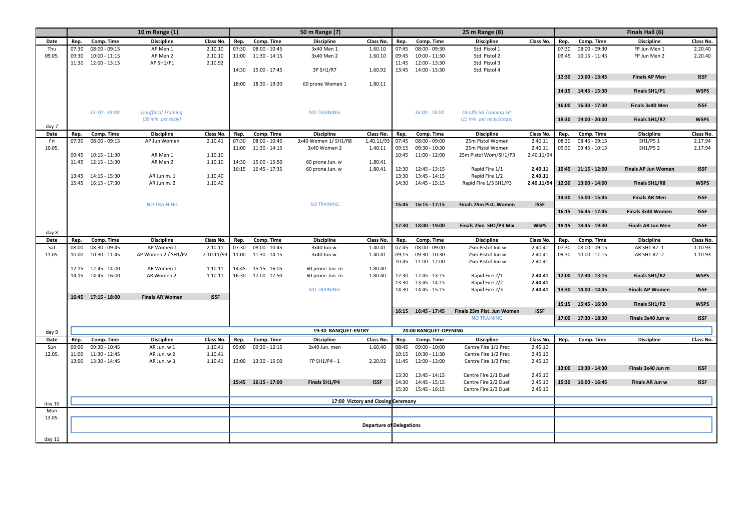| | 10 m Range (1) | | | | 50 m Range (7) | | | | 25 m Range (8) | | | | Finals Hall (6) | | | |
|---|---|---|---|---|---|---|---|---|---|---|---|---|---|---|---|---|
| Date | Rep. / Comp. Time | Discipline | Class No. | | Rep. / Comp. Time | Discipline | Class No. | | Rep. / Comp. Time | Discipline | Class No. | | Rep. / Comp. Time | Discipline | Class No. | |
| Thu 09.05. | 07:30 08:00 - 09:15 | AP Men 1 | 2.10.10 | | 07:30 08:00 - 10:45 | 3x40 Men 1 | 1.60.10 | | 07:45 08:00 - 09:30 | Std. Pistol 1 | | | 07:30 08:00 - 09:30 | FP Jun Men 1 | 2.20.40 | |
| | 09:30 10:00 - 11:15 | AP Men 2 | 2.10.10 | | 11:00 11:30 - 14:15 | 3x40 Men 2 | 1.60.10 | | 09:45 10:00 - 11:30 | Std. Pistol 2 | | | 09:45 10:15 - 11:45 | FP Jun Men 2 | 2.20.40 | |
| | 11:30 12:00 - 13:15 | AP SH1/P1 | 2.10.92 | | | | | | 11:45 12:00 - 13:30 | Std. Pistol 3 | | | | | | |
| | | | | | 14:30 15:00 - 17:45 | 3P SH1/R7 | 1.60.92 | | 13:45 14:00 - 15:30 | Std. Pistol 4 | | | | | | |
| | | | | | | | | | | | | | 12:30 13:00 - 13:45 | **Finals AP Men** | **ISSF** | |
| | | | | | 18:00 18:30 - 19:20 | 60 prone Women 1 | 1.80.11 | | | | | | | | | |
| | | | | | | | | | | | | | 14:15 14:45 - 15:30 | **Finals SH1/P1** | **WSPS** | |
| | | | | | | | | | | | | | 16:00 16:30 - 17:30 | **Finals 3x40 Men** | **ISSF** | |
| | *13:30 - 18:00* | *Unofficial Training (30 min. per relay)* | | | | NO TRAINING | | | *16:00 - 18:00* | *Unofficial Training SP (15 min. per relay/stage)* | | | | | | |
| day 7 | | | | | | | | | | | | | 18:30 19:00 - 20:00 | **Finals SH1/R7** | **WSPS** | |
| Date | Rep. / Comp. Time | Discipline | Class No. | | Rep. / Comp. Time | Discipline | Class No. | | Rep. / Comp. Time | Discipline | Class No. | | Rep. / Comp. Time | Discipline | Class No. | |
| Fri 10.05. | 07:30 08:00 - 09:15 | AP Jun Women | 2.10.41 | | 07:30 08:00 - 10:45 | 3x40 Women 1/ SH1/R8 | 1.40.11/93 | | 07:45 08:00 - 09:00 | 25m Pistol Women | 2.40.11 | | 08:30 08:45 - 09:15 | SH1/P5 1 | 2.17.94 | |
| | | | | | 11:00 11:30 - 14:15 | 3x40 Women 2 | 1.40.11 | | 09:15 09:30 - 10:30 | 25m Pistol Women | 2.40.11 | | 09:30 09:45 - 10:15 | SH1/P5 2 | 2.17.94 | |
| | 09:45 10:15 - 11:30 | AR Men 1 | 1.10.10 | | | | | | 10:45 11:00 - 12:00 | 25m Pistol Wom/SH1/P3 | 2.40.11/94 | | | | | |
| | 11:45 12:15 - 13:30 | AR Men 2 | 1.10.10 | | 14:30 15:00 - 15:50 | 60 prone Jun. w | 1.80.41 | | | | | | | | | |
| | | | | | 16:15 16:45 - 17:35 | 60 prone Jun. w | 1.80.41 | | 12:30 12:45 - 13:15 | Rapid Fire 1/1 | **2.40.11** | | 10:45 11:15 - 12:00 | **Finals AP Jun Women** | **ISSF** | |
| | 13:45 14:15 - 15:30 | AR Jun m. 1 | 1.10.40 | | | | | | 13:30 13:45 - 14:15 | Rapid Fire 1/2 | **2.40.11** | | | | | |
| | 15:45 16:15 - 17:30 | AR Jun m. 2 | 1.10.40 | | | | | | 14:30 14:45 - 15:15 | Rapid Fire 1/3 SH1/P3 | **2.40.11/94** | | 12:30 13:00 - 14:00 | **Finals SH1/R8** | **WSPS** | |
| | | | | | | | | | | | | | 14:30 15:00 - 15:45 | **Finals AR Men** | **ISSF** | |
| | | NO TRAINING | | | | NO TRAINING | | | **15:45 16:15 - 17:15** | **Finals 25m Pist. Women** | **ISSF** | | | | | |
| | | | | | | | | | | | | | 16:15 16:45 - 17:45 | **Finals 3x40 Women** | **ISSF** | |
| | | | | | | | | | **17:30 18:00 - 19:00** | **Finals 25m SH1/P3 Mix** | **WSPS** | | 18:15 18:45 - 19:30 | **Finals AR Jun Men** | **ISSF** | |
| day 8 | | | | | | | | | | | | | | | | |
| Date | Rep. / Comp. Time | Discipline | Class No. | | Rep. / Comp. Time | Discipline | Class No. | | Rep. / Comp. Time | Discipline | Class No. | | Rep. / Comp. Time | Discipline | Class No. | |
| Sat 11.05. | 08:00 08:30 - 09:45 | AP Women 1 | 2.10.11 | | 07:30 08:00 - 10:45 | 3x40 Jun w. | 1.40.41 | | 07:45 08:00 - 09:00 | 25m Pistol Jun w | 2.40.41 | | 07:30 08:00 - 09:15 | AR SH1 R2 -1 | 1.10.93 | |
| | 10:00 10:30 - 11:45 | AP Women 2 / SH1/P2 | 2.10.11/93 | | 11:00 11:30 - 14:15 | 3x40 Jun w. | 1.40.41 | | 09:15 09:30 - 10:30 | 25m Pistol Jun w | 2.40.41 | | 09:30 10:00 - 11:15 | AR SH1 R2 -2 | 1.10.93 | |
| | | | | | | | | | 10:45 11:00 - 12:00 | 25m Pistol Jun w | 2.40.41 | | | | | |
| | 12:15 12:45 - 14:00 | AR Women 1 | 1.10.11 | | 14:45 15:15 - 16:05 | 60 prone Jun. m | 1.80.40 | | | | | | | | | |
| | 14:15 14:45 - 16:00 | AR Women 2 | 1.10.11 | | 16:30 17:00 - 17:50 | 60 prone Jun. m | 1.80.40 | | 12:30 12:45 - 13:15 | Rapid Fire 2/1 | **2.40.41** | | 12:00 12:30 - 13:15 | **Finals SH1/R2** | **WSPS** | |
| | | | | | | | | | 13:30 13:45 - 14:15 | Rapid Fire 2/2 | **2.40.41** | | | | | |
| | | | | | | NO TRAINING | | | 14:30 14:45 - 15:15 | Rapid Fire 2/3 | **2.40.41** | | 13:30 14:00 - 14:45 | **Finals AP Women** | **ISSF** | |
| | **16:45 17:15 - 18:00** | **Finals AR Women** | **ISSF** | | | | | | | | | | | | | |
| | | | | | | | | | | | | | 15:15 15:45 - 16:30 | **Finals SH1/P2** | **WSPS** | |
| | | | | | | | | | **16:15 16:45 - 17:45** | **Finals 25m Pist. Jun Women** | **ISSF** | | | | | |
| | | | | | | | | | | NO TRAINING | | | 17:00 17:30 - 18:30 | **Finals 3x40 Jun w** | **ISSF** | |
| day 9 | | | | | | **19:30 BANQUET-ENTRY** | | | **20:00 BANQUET-OPENING** | | | | | | | |
| Date | Rep. / Comp. Time | Discipline | Class No. | | Rep. / Comp. Time | Discipline | Class No. | | Rep. / Comp. Time | Discipline | Class No. | | Rep. / Comp. Time | Discipline | Class No. | |
| Sun 12.05. | 09:00 09:30 - 10:45 | AR Jun. w 1 | 1.10.41 | | 09:00 09:30 - 12:15 | 3x40 Jun. men | 1.60.40 | | 08:45 09:00 - 10:00 | Centre Fire 1/1 Prec | 2.45.10 | | | | | |
| | 11:00 11:30 - 12:45 | AR Jun. w 2 | 1.10.41 | | | | | | 10:15 10:30 - 11:30 | Centre Fire 1/2 Prec | 2.45.10 | | | | | |
| | 13:00 13:30 - 14:45 | AR Jun. w 3 | 1.10.41 | | 13:00 13:30 - 15:00 | FP SH1/P4 - 1 | 2.20.92 | | 11:45 12:00 - 13:00 | Centre Fire 1/3 Prec | 2.45.10 | | | | | |
| | | | | | | | | | | | | | 13:00 13:30 - 14:30 | **Finals 3x40 Jun m** | **ISSF** | |
| | | | | | | | | | 13:30 13:45 - 14:15 | Centre Fire 2/1 Duell | 2.45.10 | | | | | |
| | | | | | **15:45 16:15 - 17:00** | **Finals SH1/P4** | **ISSF** | | 14:30 14:45 - 15:15 | Centre Fire 2/2 Duell | 2.45.10 | | 15:30 16:00 - 16:45 | **Finals AR Jun w** | **ISSF** | |
| | | | | | | | | | 15:30 15:45 - 16:15 | Centre Fire 2/3 Duell | 2.45.10 | | | | | |
| day 10 | | | | | | **17:00 Victory and Closing Ceremony** | | | | | | | | | | |
| Mon 13.05. | | | | | | | **Departure of Delegations** | | | | | | | | | |
| day 11 | | | | | | | | | | | | | | | | |